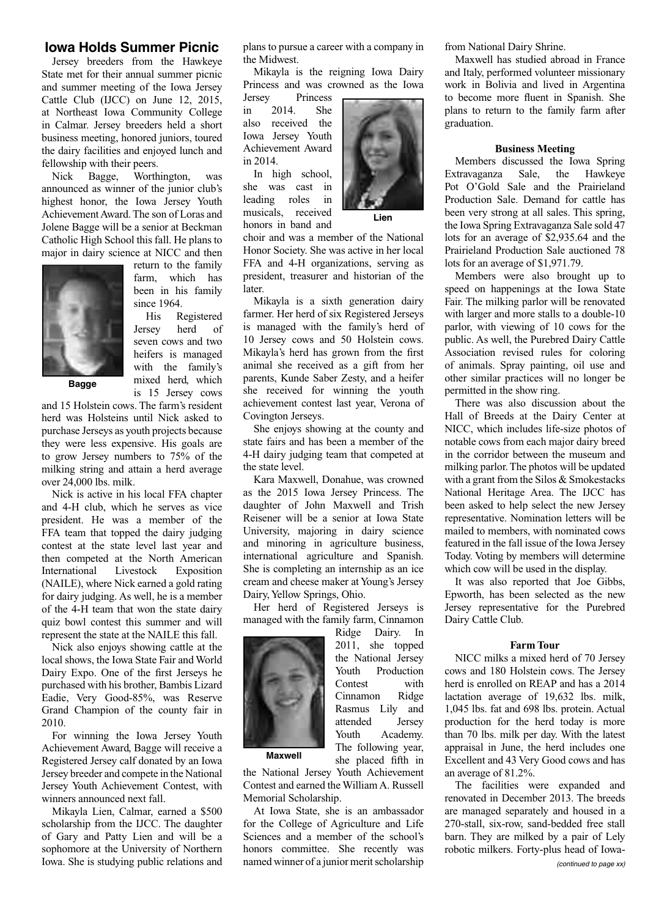## Iowa Holds Summer Picnic

Jersey breeders from the Hawkeye State met for their annual summer picnic and summer meeting of the Iowa Jersey Cattle Club (IJCC) on June 12, 2015, at Northeast Iowa Community College in Calmar. Jersey breeders held a short business meeting, honored juniors, toured the dairy facilities and enjoyed lunch and fellowship with their peers.

Nick Bagge, Worthington, was announced as winner of the junior club's highest honor, the Iowa Jersey Youth Achievement Award. The son of Loras and Jolene Bagge will be a senior at Beckman Catholic High School this fall. He plans to major in dairy science at NICC and then return to the family farm, which has been in his family since 1964.

Bagge

His Registered Jersey herd of seven cows and two heifers is managed with the family's mixed herd, which is 15 Jersey cows and 15 Holstein cows. The farm's resident herd was Holsteins until Nick asked to purchase Jerseys as youth projects because they were less expensive. His goals are to grow Jersey numbers to 75% of the milking string and attain a herd average over 24,000 lbs. milk.

Nick is active in his local FFA chapter and 4-H club, which he serves as vice president. He was a member of the FFA team that topped the dairy judging contest at the state level last year and then competed at the North American International Livestock Exposition (NAILE), where Nick earned a gold rating for dairy judging. As well, he is a member of the 4-H team that won the state dairy quiz bowl contest this summer and will represent the state at the NAILE this fall.

Nick also enjoys showing cattle at the local shows, the Iowa State Fair and World Dairy Expo. One of the first Jerseys he purchased with his brother, Bambis Lizard Eadie, Very Good-85%, was Reserve Grand Champion of the county fair in 2010.

For winning the Iowa Jersey Youth Achievement Award, Bagge will receive a Registered Jersey calf donated by an Iowa Jersey breeder and compete in the National Jersey Youth Achievement Contest, with winners announced next fall.

Mikayla Lien, Calmar, earned a $500 scholarship from the IJCC. The daughter of Gary and Patty Lien and will be a sophomore at the University of Northern Iowa. She is studying public relations and plans to pursue a career with a company in the Midwest.

Mikayla is the reigning Iowa Dairy Princess and was crowned as the Iowa Jersey Princess in 2014. She also received the Iowa Jersey Youth Achievement Award in 2014.

Lien

In high school, she was cast in leading roles in musicals, received honors in band and choir and was a member of the National Honor Society. She was active in her local FFA and 4-H organizations, serving as president, treasurer and historian of the later.

Mikayla is a sixth generation dairy farmer. Her herd of six Registered Jerseys is managed with the family's herd of 10 Jersey cows and 50 Holstein cows. Mikayla's herd has grown from the first animal she received as a gift from her parents, Kunde Saber Zesty, and a heifer she received for winning the youth achievement contest last year, Verona of Covington Jerseys.

She enjoys showing at the county and state fairs and has been a member of the 4-H dairy judging team that competed at the state level.

Kara Maxwell, Donahue, was crowned as the 2015 Iowa Jersey Princess. The daughter of John Maxwell and Trish Reisener will be a senior at Iowa State University, majoring in dairy science and minoring in agriculture business, international agriculture and Spanish. She is completing an internship as an ice cream and cheese maker at Young's Jersey Dairy, Yellow Springs, Ohio.

Her herd of Registered Jerseys is managed with the family farm, Cinnamon Ridge Dairy. In 2011, she topped the National Jersey Youth Production Contest with Cinnamon Ridge Rasmus Lily and attended Jersey Youth Academy. The following year, she placed fifth in the National Jersey Youth Achievement Contest and earned the William A. Russell Memorial Scholarship.

Maxwell

At Iowa State, she is an ambassador for the College of Agriculture and Life Sciences and a member of the school's honors committee. She recently was named winner of a junior merit scholarship from National Dairy Shrine.

Maxwell has studied abroad in France and Italy, performed volunteer missionary work in Bolivia and lived in Argentina to become more fluent in Spanish. She plans to return to the family farm after graduation.

### Business Meeting

Members discussed the Iowa Spring Extravaganza Sale, the Hawkeye Pot O'Gold Sale and the Prairieland Production Sale. Demand for cattle has been very strong at all sales. This spring, the Iowa Spring Extravaganza Sale sold 47 lots for an average of $2,935.64 and the Prairieland Production Sale auctioned 78 lots for an average of $1,971.79.

Members were also brought up to speed on happenings at the Iowa State Fair. The milking parlor will be renovated with larger and more stalls to a double-10 parlor, with viewing of 10 cows for the public. As well, the Purebred Dairy Cattle Association revised rules for coloring of animals. Spray painting, oil use and other similar practices will no longer be permitted in the show ring.

There was also discussion about the Hall of Breeds at the Dairy Center at NICC, which includes life-size photos of notable cows from each major dairy breed in the corridor between the museum and milking parlor. The photos will be updated with a grant from the Silos & Smokestacks National Heritage Area. The IJCC has been asked to help select the new Jersey representative. Nomination letters will be mailed to members, with nominated cows featured in the fall issue of the Iowa Jersey Today. Voting by members will determine which cow will be used in the display.

It was also reported that Joe Gibbs, Epworth, has been selected as the new Jersey representative for the Purebred Dairy Cattle Club.

### Farm Tour

NICC milks a mixed herd of 70 Jersey cows and 180 Holstein cows. The Jersey herd is enrolled on REAP and has a 2014 lactation average of 19,632 lbs. milk, 1,045 lbs. fat and 698 lbs. protein. Actual production for the herd today is more than 70 lbs. milk per day. With the latest appraisal in June, the herd includes one Excellent and 43 Very Good cows and has an average of 81.2%.

The facilities were expanded and renovated in December 2013. The breeds are managed separately and housed in a 270-stall, six-row, sand-bedded free stall barn. They are milked by a pair of Lely robotic milkers. Forty-plus head of Iowa-

*(continued to page xx)*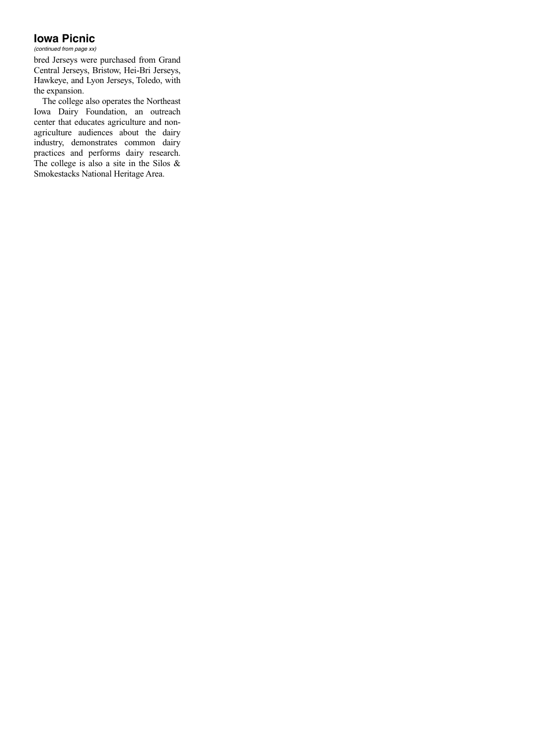## Iowa Picnic

*(continued from page xx)*

bred Jerseys were purchased from Grand Central Jerseys, Bristow, Hei-Bri Jerseys, Hawkeye, and Lyon Jerseys, Toledo, with the expansion.

The college also operates the Northeast Iowa Dairy Foundation, an outreach center that educates agriculture and non-agriculture audiences about the dairy industry, demonstrates common dairy practices and performs dairy research. The college is also a site in the Silos & Smokestacks National Heritage Area.